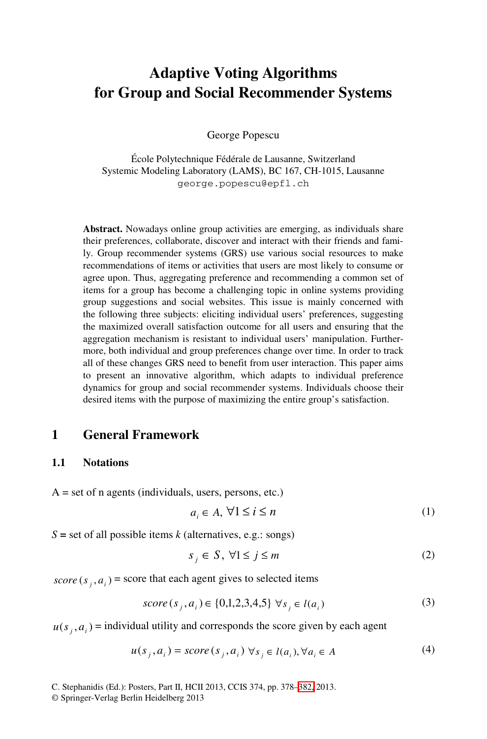# Adaptive Voting Algorithms for Group and Social Recommender Systems

George Popescu

École Polytechnique Fédérale de Lausanne, Switzerland
Systemic Modeling Laboratory (LAMS), BC 167, CH-1015, Lausanne
george.popescu@epfl.ch

**Abstract.** Nowadays online group activities are emerging, as individuals share their preferences, collaborate, discover and interact with their friends and family. Group recommender systems (GRS) use various social resources to make recommendations of items or activities that users are most likely to consume or agree upon. Thus, aggregating preference and recommending a common set of items for a group has become a challenging topic in online systems providing group suggestions and social websites. This issue is mainly concerned with the following three subjects: eliciting individual users' preferences, suggesting the maximized overall satisfaction outcome for all users and ensuring that the aggregation mechanism is resistant to individual users' manipulation. Furthermore, both individual and group preferences change over time. In order to track all of these changes GRS need to benefit from user interaction. This paper aims to present an innovative algorithm, which adapts to individual preference dynamics for group and social recommender systems. Individuals choose their desired items with the purpose of maximizing the entire group's satisfaction.

## 1 General Framework

### 1.1 Notations

A = set of n agents (individuals, users, persons, etc.)

$$a_i \in A, \ \forall 1 \le i \le n \tag{1}$$

$S$ = set of all possible items $k$ (alternatives, e.g.: songs)

$$s_j \in S, \ \forall 1 \le j \le m \tag{2}$$

$score(s_j, a_i)$ = score that each agent gives to selected items

$$score(s_j, a_i) \in \{0,1,2,3,4,5\} \ \forall s_j \in l(a_i) \tag{3}$$

$u(s_j, a_i)$ = individual utility and corresponds the score given by each agent

$$u(s_j, a_i) = score(s_j, a_i) \ \forall s_j \in l(a_i), \forall a_i \in A \tag{4}$$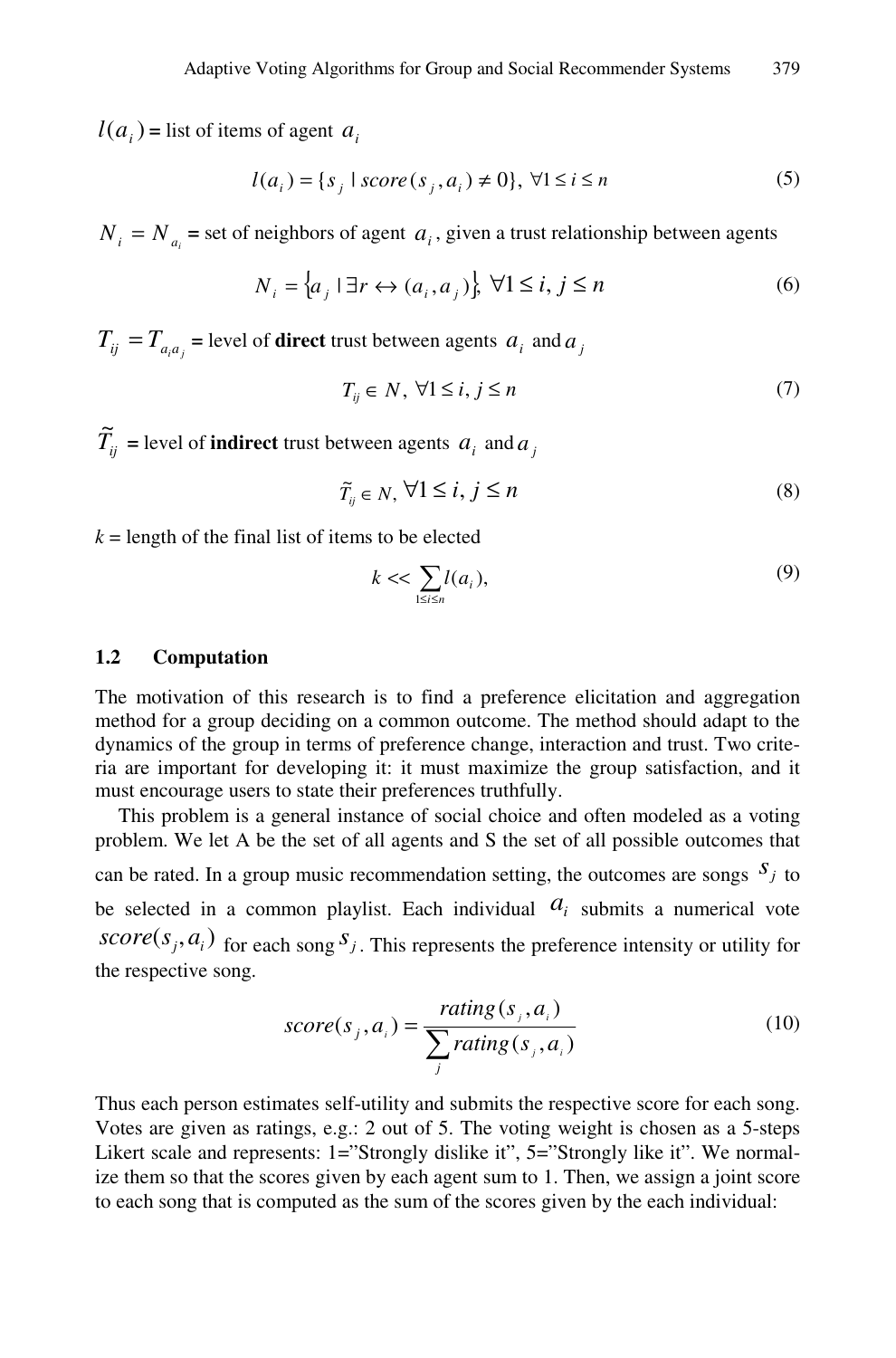$l(a_i)$ = list of items of agent $a_i$

$$l(a_i) = \{s_j \mid score(s_j, a_i) \neq 0\},\ \forall 1 \leq i \leq n \tag{5}$$

$N_i = N_{a_i}$ = set of neighbors of agent $a_i$, given a trust relationship between agents

$$N_i = \{a_j \mid \exists r \leftrightarrow (a_i, a_j)\},\ \forall 1 \leq i, j \leq n \tag{6}$$

$T_{ij} = T_{a_i a_j}$ = level of **direct** trust between agents $a_i$ and $a_j$

$$T_{ij} \in N,\ \forall 1 \leq i, j \leq n \tag{7}$$

$\widetilde{T}_{ij}$ = level of **indirect** trust between agents $a_i$ and $a_j$

$$\widetilde{T}_{ij} \in N,\ \forall 1 \leq i, j \leq n \tag{8}$$

$k$ = length of the final list of items to be elected

$$k << \sum_{1 \leq i \leq n} l(a_i), \tag{9}$$

### 1.2 Computation

The motivation of this research is to find a preference elicitation and aggregation method for a group deciding on a common outcome. The method should adapt to the dynamics of the group in terms of preference change, interaction and trust. Two criteria are important for developing it: it must maximize the group satisfaction, and it must encourage users to state their preferences truthfully.

This problem is a general instance of social choice and often modeled as a voting problem. We let A be the set of all agents and S the set of all possible outcomes that can be rated. In a group music recommendation setting, the outcomes are songs $s_j$ to be selected in a common playlist. Each individual $a_i$ submits a numerical vote $score(s_j, a_i)$ for each song $s_j$. This represents the preference intensity or utility for the respective song.

$$score(s_j, a_i) = \frac{rating(s_j, a_i)}{\sum_j rating(s_j, a_i)} \tag{10}$$

Thus each person estimates self-utility and submits the respective score for each song. Votes are given as ratings, e.g.: 2 out of 5. The voting weight is chosen as a 5-steps Likert scale and represents: 1="Strongly dislike it", 5="Strongly like it". We normalize them so that the scores given by each agent sum to 1. Then, we assign a joint score to each song that is computed as the sum of the scores given by the each individual: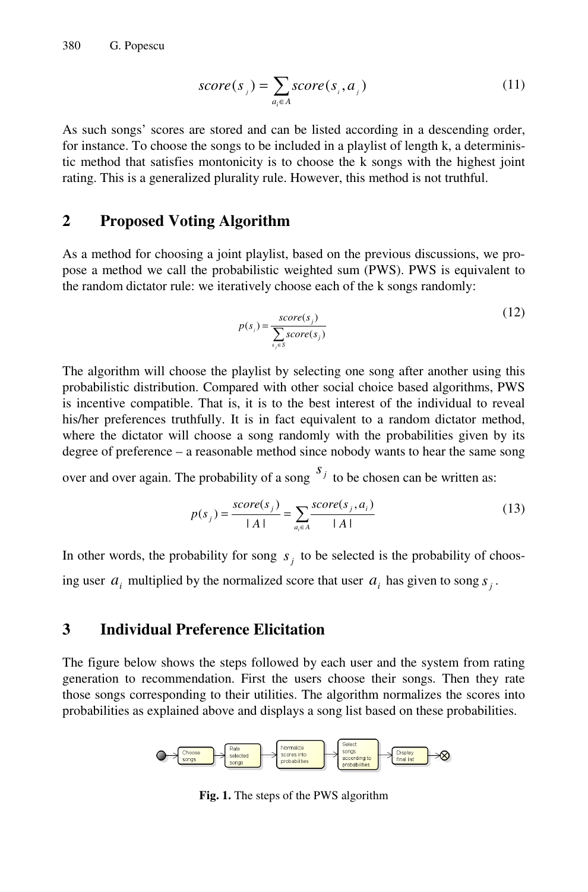$$score(s_j) = \sum_{a_i \in A} score(s_i, a_j) \tag{11}$$

As such songs' scores are stored and can be listed according in a descending order, for instance. To choose the songs to be included in a playlist of length k, a deterministic method that satisfies montonicity is to choose the k songs with the highest joint rating. This is a generalized plurality rule. However, this method is not truthful.

## 2 Proposed Voting Algorithm

As a method for choosing a joint playlist, based on the previous discussions, we propose a method we call the probabilistic weighted sum (PWS). PWS is equivalent to the random dictator rule: we iteratively choose each of the k songs randomly:

$$p(s_i) = \frac{score(s_j)}{\sum_{s_j \in S} score(s_j)} \tag{12}$$

The algorithm will choose the playlist by selecting one song after another using this probabilistic distribution. Compared with other social choice based algorithms, PWS is incentive compatible. That is, it is to the best interest of the individual to reveal his/her preferences truthfully. It is in fact equivalent to a random dictator method, where the dictator will choose a song randomly with the probabilities given by its degree of preference – a reasonable method since nobody wants to hear the same song over and over again. The probability of a song $s_j$ to be chosen can be written as:

$$p(s_j) = \frac{score(s_j)}{|A|} = \sum_{a_i \in A} \frac{score(s_j, a_i)}{|A|} \tag{13}$$

In other words, the probability for song $s_j$ to be selected is the probability of choosing user $a_i$ multiplied by the normalized score that user $a_i$ has given to song $s_j$.

## 3 Individual Preference Elicitation

The figure below shows the steps followed by each user and the system from rating generation to recommendation. First the users choose their songs. Then they rate those songs corresponding to their utilities. The algorithm normalizes the scores into probabilities as explained above and displays a song list based on these probabilities.

Choose songs → Rate selected songs → Normalize scores into probabilities → Select songs according to probabilities → Display final list

**Fig. 1.** The steps of the PWS algorithm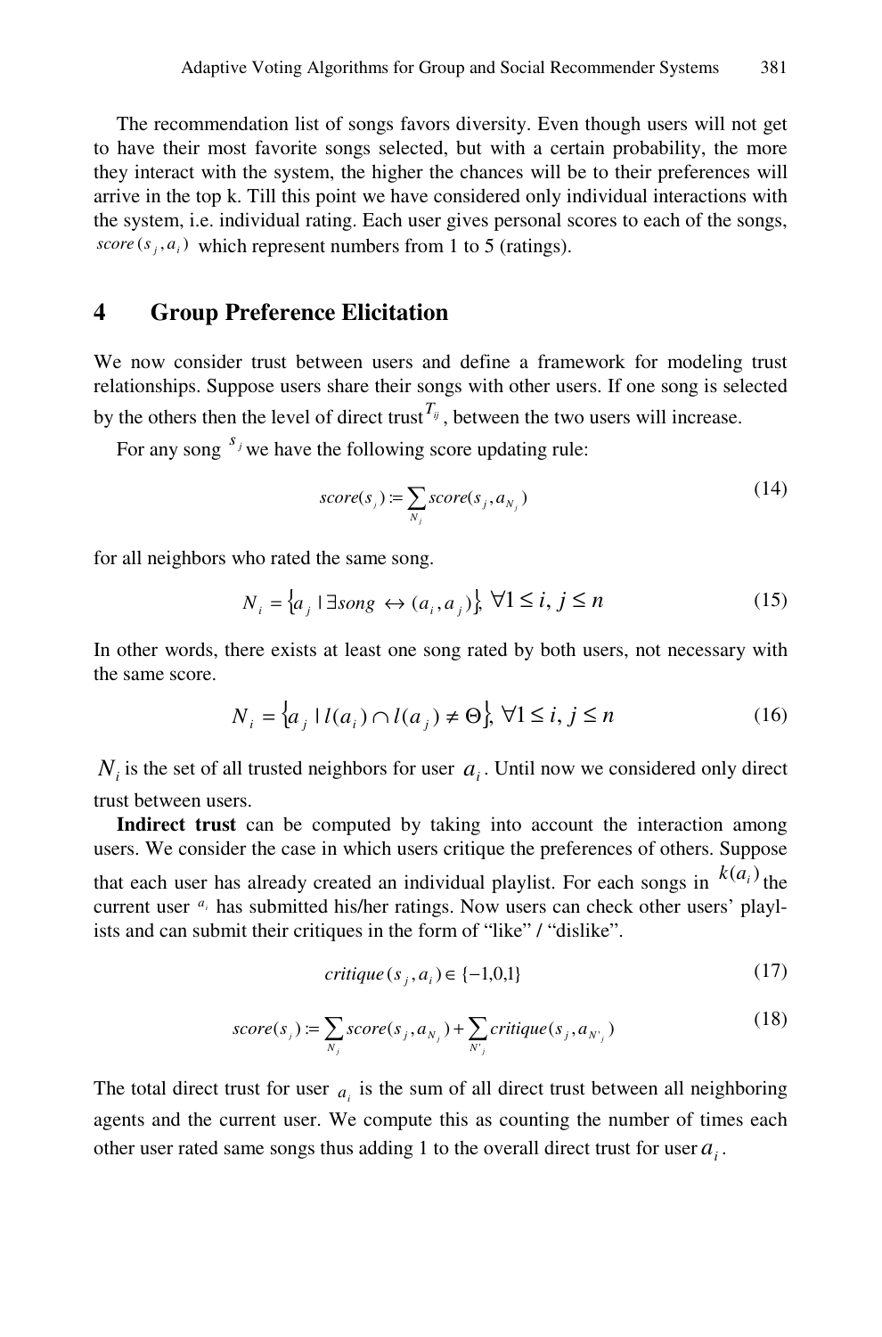The recommendation list of songs favors diversity. Even though users will not get to have their most favorite songs selected, but with a certain probability, the more they interact with the system, the higher the chances will be to their preferences will arrive in the top k. Till this point we have considered only individual interactions with the system, i.e. individual rating. Each user gives personal scores to each of the songs, $score(s_j, a_i)$ which represent numbers from 1 to 5 (ratings).

## 4 Group Preference Elicitation

We now consider trust between users and define a framework for modeling trust relationships. Suppose users share their songs with other users. If one song is selected by the others then the level of direct trust $T_{ij}$, between the two users will increase.

For any song $s_j$ we have the following score updating rule:

$$score(s_j) := \sum_{N_j} score(s_j, a_{N_j}) \tag{14}$$

for all neighbors who rated the same song.

$$N_i = \{a_j \mid \exists song \leftrightarrow (a_i, a_j)\}, \ \forall 1 \le i, j \le n \tag{15}$$

In other words, there exists at least one song rated by both users, not necessary with the same score.

$$N_i = \{a_j \mid l(a_i) \cap l(a_j) \ne \Theta\}, \ \forall 1 \le i, j \le n \tag{16}$$

$N_i$ is the set of all trusted neighbors for user $a_i$. Until now we considered only direct trust between users.

**Indirect trust** can be computed by taking into account the interaction among users. We consider the case in which users critique the preferences of others. Suppose that each user has already created an individual playlist. For each songs in $k(a_i)$ the current user $a_i$ has submitted his/her ratings. Now users can check other users' playlists and can submit their critiques in the form of "like" / "dislike".

$$critique(s_j, a_i) \in \{-1, 0, 1\} \tag{17}$$

$$score(s_j) := \sum_{N_j} score(s_j, a_{N_j}) + \sum_{N'_j} critique(s_j, a_{N'_j}) \tag{18}$$

The total direct trust for user $a_i$ is the sum of all direct trust between all neighboring agents and the current user. We compute this as counting the number of times each other user rated same songs thus adding 1 to the overall direct trust for user $a_i$.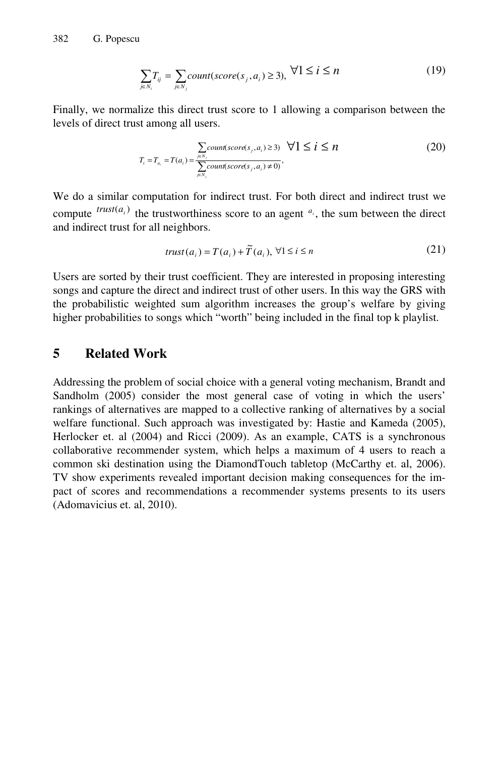$$\sum_{j \in N_i} T_{ij} = \sum_{j \in N_j} count(score(s_j, a_i) \geq 3), \ \forall 1 \leq i \leq n \tag{19}$$

Finally, we normalize this direct trust score to 1 allowing a comparison between the levels of direct trust among all users.

$$T_i = T_{a_i} = T(a_i) = \frac{\sum_{j \in N_j} count(score(s_j, a_i) \geq 3)}{\sum_{j \in N_j} count(score(s_j, a_i) \neq 0)}, \ \forall 1 \leq i \leq n \tag{20}$$

We do a similar computation for indirect trust. For both direct and indirect trust we compute $trust(a_i)$ the trustworthiness score to an agent $a_i$, the sum between the direct and indirect trust for all neighbors.

$$trust(a_i) = T(a_i) + \widetilde{T}(a_i), \ \forall 1 \leq i \leq n \tag{21}$$

Users are sorted by their trust coefficient. They are interested in proposing interesting songs and capture the direct and indirect trust of other users. In this way the GRS with the probabilistic weighted sum algorithm increases the group's welfare by giving higher probabilities to songs which "worth" being included in the final top k playlist.

## 5 Related Work

Addressing the problem of social choice with a general voting mechanism, Brandt and Sandholm (2005) consider the most general case of voting in which the users' rankings of alternatives are mapped to a collective ranking of alternatives by a social welfare functional. Such approach was investigated by: Hastie and Kameda (2005), Herlocker et. al (2004) and Ricci (2009). As an example, CATS is a synchronous collaborative recommender system, which helps a maximum of 4 users to reach a common ski destination using the DiamondTouch tabletop (McCarthy et. al, 2006). TV show experiments revealed important decision making consequences for the impact of scores and recommendations a recommender systems presents to its users (Adomavicius et. al, 2010).